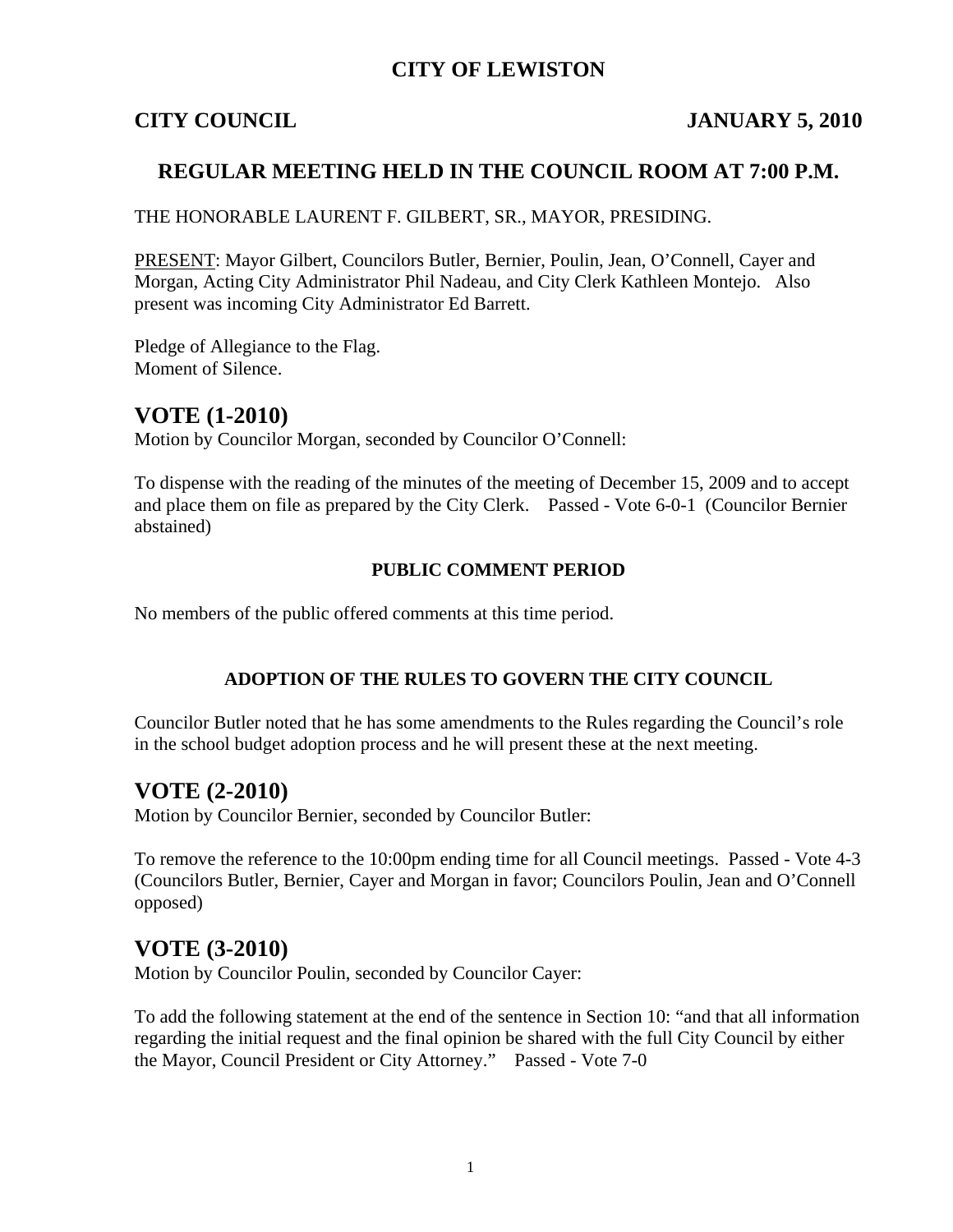# CITY OF LEWISTON

**CITY COUNCIL** **JANUARY 5, 2010**

## REGULAR MEETING HELD IN THE COUNCIL ROOM AT 7:00 P.M.

THE HONORABLE LAURENT F. GILBERT, SR., MAYOR, PRESIDING.

PRESENT: Mayor Gilbert, Councilors Butler, Bernier, Poulin, Jean, O'Connell, Cayer and Morgan, Acting City Administrator Phil Nadeau, and City Clerk Kathleen Montejo. Also present was incoming City Administrator Ed Barrett.

Pledge of Allegiance to the Flag.
Moment of Silence.

# VOTE (1-2010)

Motion by Councilor Morgan, seconded by Councilor O'Connell:

To dispense with the reading of the minutes of the meeting of December 15, 2009 and to accept and place them on file as prepared by the City Clerk. Passed - Vote 6-0-1 (Councilor Bernier abstained)

**PUBLIC COMMENT PERIOD**

No members of the public offered comments at this time period.

**ADOPTION OF THE RULES TO GOVERN THE CITY COUNCIL**

Councilor Butler noted that he has some amendments to the Rules regarding the Council's role in the school budget adoption process and he will present these at the next meeting.

# VOTE (2-2010)

Motion by Councilor Bernier, seconded by Councilor Butler:

To remove the reference to the 10:00pm ending time for all Council meetings. Passed - Vote 4-3 (Councilors Butler, Bernier, Cayer and Morgan in favor; Councilors Poulin, Jean and O'Connell opposed)

# VOTE (3-2010)

Motion by Councilor Poulin, seconded by Councilor Cayer:

To add the following statement at the end of the sentence in Section 10: "and that all information regarding the initial request and the final opinion be shared with the full City Council by either the Mayor, Council President or City Attorney." Passed - Vote 7-0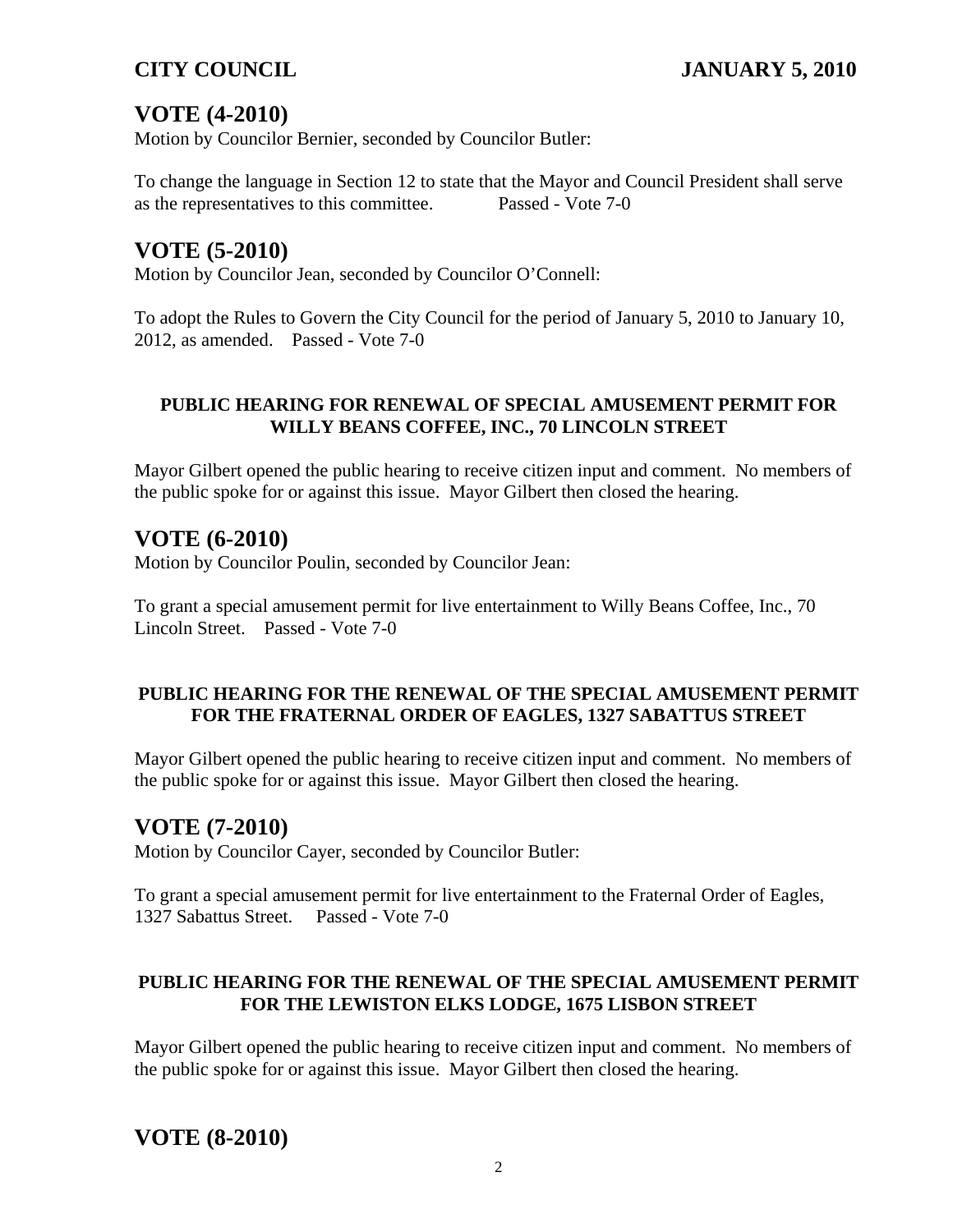## VOTE (4-2010)

Motion by Councilor Bernier, seconded by Councilor Butler:

To change the language in Section 12 to state that the Mayor and Council President shall serve as the representatives to this committee. Passed - Vote 7-0

## VOTE (5-2010)

Motion by Councilor Jean, seconded by Councilor O'Connell:

To adopt the Rules to Govern the City Council for the period of January 5, 2010 to January 10, 2012, as amended. Passed - Vote 7-0

**PUBLIC HEARING FOR RENEWAL OF SPECIAL AMUSEMENT PERMIT FOR WILLY BEANS COFFEE, INC., 70 LINCOLN STREET**

Mayor Gilbert opened the public hearing to receive citizen input and comment. No members of the public spoke for or against this issue. Mayor Gilbert then closed the hearing.

## VOTE (6-2010)

Motion by Councilor Poulin, seconded by Councilor Jean:

To grant a special amusement permit for live entertainment to Willy Beans Coffee, Inc., 70 Lincoln Street. Passed - Vote 7-0

**PUBLIC HEARING FOR THE RENEWAL OF THE SPECIAL AMUSEMENT PERMIT FOR THE FRATERNAL ORDER OF EAGLES, 1327 SABATTUS STREET**

Mayor Gilbert opened the public hearing to receive citizen input and comment. No members of the public spoke for or against this issue. Mayor Gilbert then closed the hearing.

## VOTE (7-2010)

Motion by Councilor Cayer, seconded by Councilor Butler:

To grant a special amusement permit for live entertainment to the Fraternal Order of Eagles, 1327 Sabattus Street. Passed - Vote 7-0

**PUBLIC HEARING FOR THE RENEWAL OF THE SPECIAL AMUSEMENT PERMIT FOR THE LEWISTON ELKS LODGE, 1675 LISBON STREET**

Mayor Gilbert opened the public hearing to receive citizen input and comment. No members of the public spoke for or against this issue. Mayor Gilbert then closed the hearing.

## VOTE (8-2010)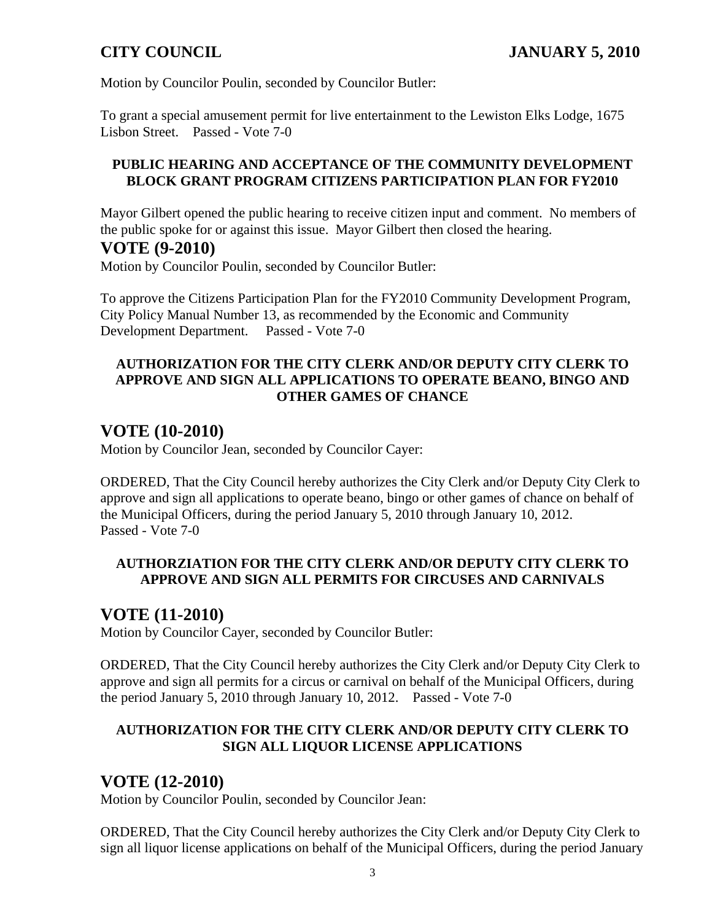Motion by Councilor Poulin, seconded by Councilor Butler:

To grant a special amusement permit for live entertainment to the Lewiston Elks Lodge, 1675 Lisbon Street.    Passed - Vote 7-0

**PUBLIC HEARING AND ACCEPTANCE OF THE COMMUNITY DEVELOPMENT BLOCK GRANT PROGRAM CITIZENS PARTICIPATION PLAN FOR FY2010**

Mayor Gilbert opened the public hearing to receive citizen input and comment. No members of the public spoke for or against this issue. Mayor Gilbert then closed the hearing.

## VOTE (9-2010)

Motion by Councilor Poulin, seconded by Councilor Butler:

To approve the Citizens Participation Plan for the FY2010 Community Development Program, City Policy Manual Number 13, as recommended by the Economic and Community Development Department.    Passed - Vote 7-0

**AUTHORIZATION FOR THE CITY CLERK AND/OR DEPUTY CITY CLERK TO APPROVE AND SIGN ALL APPLICATIONS TO OPERATE BEANO, BINGO AND OTHER GAMES OF CHANCE**

## VOTE (10-2010)

Motion by Councilor Jean, seconded by Councilor Cayer:

ORDERED, That the City Council hereby authorizes the City Clerk and/or Deputy City Clerk to approve and sign all applications to operate beano, bingo or other games of chance on behalf of the Municipal Officers, during the period January 5, 2010 through January 10, 2012.
Passed - Vote 7-0

**AUTHORZIATION FOR THE CITY CLERK AND/OR DEPUTY CITY CLERK TO APPROVE AND SIGN ALL PERMITS FOR CIRCUSES AND CARNIVALS**

## VOTE (11-2010)

Motion by Councilor Cayer, seconded by Councilor Butler:

ORDERED, That the City Council hereby authorizes the City Clerk and/or Deputy City Clerk to approve and sign all permits for a circus or carnival on behalf of the Municipal Officers, during the period January 5, 2010 through January 10, 2012.    Passed - Vote 7-0

**AUTHORIZATION FOR THE CITY CLERK AND/OR DEPUTY CITY CLERK TO SIGN ALL LIQUOR LICENSE APPLICATIONS**

## VOTE (12-2010)

Motion by Councilor Poulin, seconded by Councilor Jean:

ORDERED, That the City Council hereby authorizes the City Clerk and/or Deputy City Clerk to sign all liquor license applications on behalf of the Municipal Officers, during the period January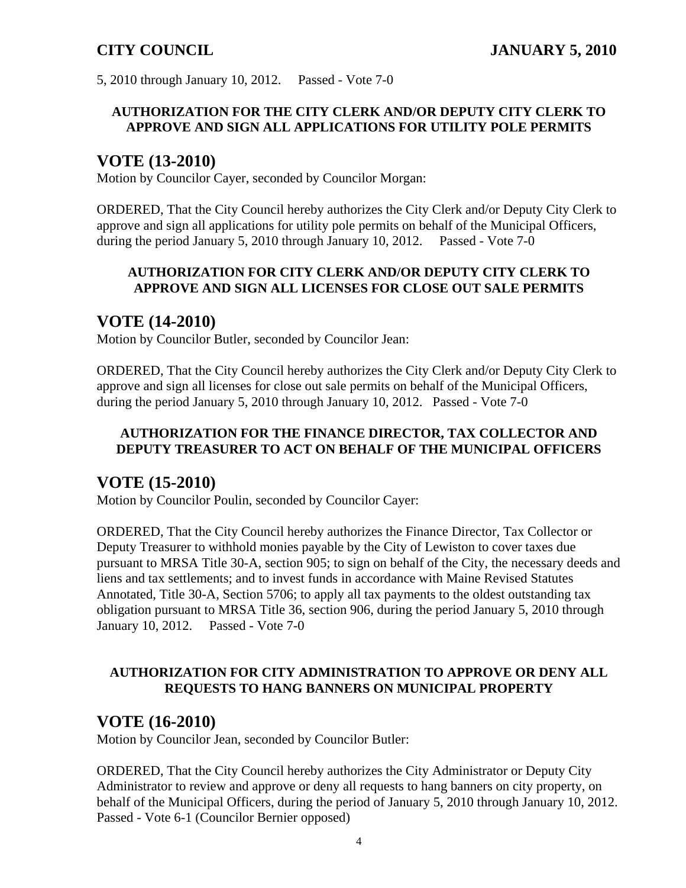5, 2010 through January 10, 2012. Passed - Vote 7-0

**AUTHORIZATION FOR THE CITY CLERK AND/OR DEPUTY CITY CLERK TO APPROVE AND SIGN ALL APPLICATIONS FOR UTILITY POLE PERMITS**

## VOTE (13-2010)

Motion by Councilor Cayer, seconded by Councilor Morgan:

ORDERED, That the City Council hereby authorizes the City Clerk and/or Deputy City Clerk to approve and sign all applications for utility pole permits on behalf of the Municipal Officers, during the period January 5, 2010 through January 10, 2012. Passed - Vote 7-0

**AUTHORIZATION FOR CITY CLERK AND/OR DEPUTY CITY CLERK TO APPROVE AND SIGN ALL LICENSES FOR CLOSE OUT SALE PERMITS**

## VOTE (14-2010)

Motion by Councilor Butler, seconded by Councilor Jean:

ORDERED, That the City Council hereby authorizes the City Clerk and/or Deputy City Clerk to approve and sign all licenses for close out sale permits on behalf of the Municipal Officers, during the period January 5, 2010 through January 10, 2012. Passed - Vote 7-0

**AUTHORIZATION FOR THE FINANCE DIRECTOR, TAX COLLECTOR AND DEPUTY TREASURER TO ACT ON BEHALF OF THE MUNICIPAL OFFICERS**

## VOTE (15-2010)

Motion by Councilor Poulin, seconded by Councilor Cayer:

ORDERED, That the City Council hereby authorizes the Finance Director, Tax Collector or Deputy Treasurer to withhold monies payable by the City of Lewiston to cover taxes due pursuant to MRSA Title 30-A, section 905; to sign on behalf of the City, the necessary deeds and liens and tax settlements; and to invest funds in accordance with Maine Revised Statutes Annotated, Title 30-A, Section 5706; to apply all tax payments to the oldest outstanding tax obligation pursuant to MRSA Title 36, section 906, during the period January 5, 2010 through January 10, 2012. Passed - Vote 7-0

**AUTHORIZATION FOR CITY ADMINISTRATION TO APPROVE OR DENY ALL REQUESTS TO HANG BANNERS ON MUNICIPAL PROPERTY**

## VOTE (16-2010)

Motion by Councilor Jean, seconded by Councilor Butler:

ORDERED, That the City Council hereby authorizes the City Administrator or Deputy City Administrator to review and approve or deny all requests to hang banners on city property, on behalf of the Municipal Officers, during the period of January 5, 2010 through January 10, 2012. Passed - Vote 6-1 (Councilor Bernier opposed)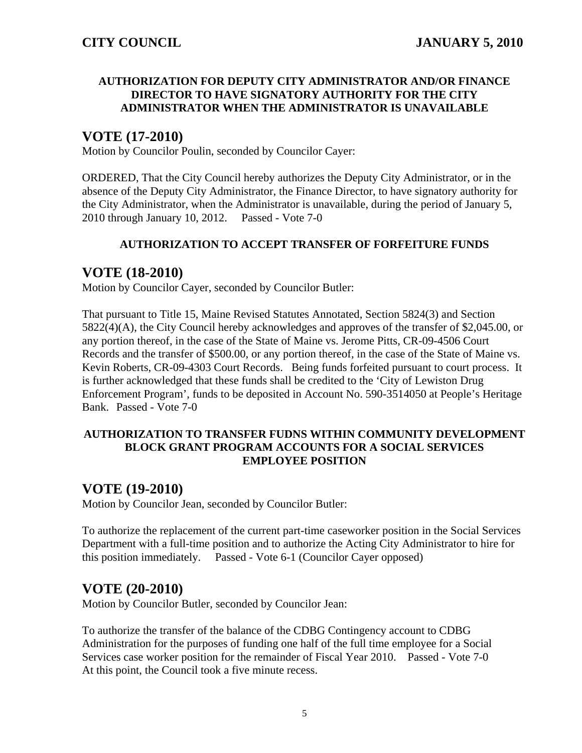**AUTHORIZATION FOR DEPUTY CITY ADMINISTRATOR AND/OR FINANCE DIRECTOR TO HAVE SIGNATORY AUTHORITY FOR THE CITY ADMINISTRATOR WHEN THE ADMINISTRATOR IS UNAVAILABLE**

## VOTE (17-2010)

Motion by Councilor Poulin, seconded by Councilor Cayer:

ORDERED, That the City Council hereby authorizes the Deputy City Administrator, or in the absence of the Deputy City Administrator, the Finance Director, to have signatory authority for the City Administrator, when the Administrator is unavailable, during the period of January 5, 2010 through January 10, 2012. Passed - Vote 7-0

**AUTHORIZATION TO ACCEPT TRANSFER OF FORFEITURE FUNDS**

## VOTE (18-2010)

Motion by Councilor Cayer, seconded by Councilor Butler:

That pursuant to Title 15, Maine Revised Statutes Annotated, Section 5824(3) and Section 5822(4)(A), the City Council hereby acknowledges and approves of the transfer of $2,045.00, or any portion thereof, in the case of the State of Maine vs. Jerome Pitts, CR-09-4506 Court Records and the transfer of $500.00, or any portion thereof, in the case of the State of Maine vs. Kevin Roberts, CR-09-4303 Court Records. Being funds forfeited pursuant to court process. It is further acknowledged that these funds shall be credited to the 'City of Lewiston Drug Enforcement Program', funds to be deposited in Account No. 590-3514050 at People's Heritage Bank. Passed - Vote 7-0

**AUTHORIZATION TO TRANSFER FUDNS WITHIN COMMUNITY DEVELOPMENT BLOCK GRANT PROGRAM ACCOUNTS FOR A SOCIAL SERVICES EMPLOYEE POSITION**

## VOTE (19-2010)

Motion by Councilor Jean, seconded by Councilor Butler:

To authorize the replacement of the current part-time caseworker position in the Social Services Department with a full-time position and to authorize the Acting City Administrator to hire for this position immediately. Passed - Vote 6-1 (Councilor Cayer opposed)

## VOTE (20-2010)

Motion by Councilor Butler, seconded by Councilor Jean:

To authorize the transfer of the balance of the CDBG Contingency account to CDBG Administration for the purposes of funding one half of the full time employee for a Social Services case worker position for the remainder of Fiscal Year 2010. Passed - Vote 7-0
At this point, the Council took a five minute recess.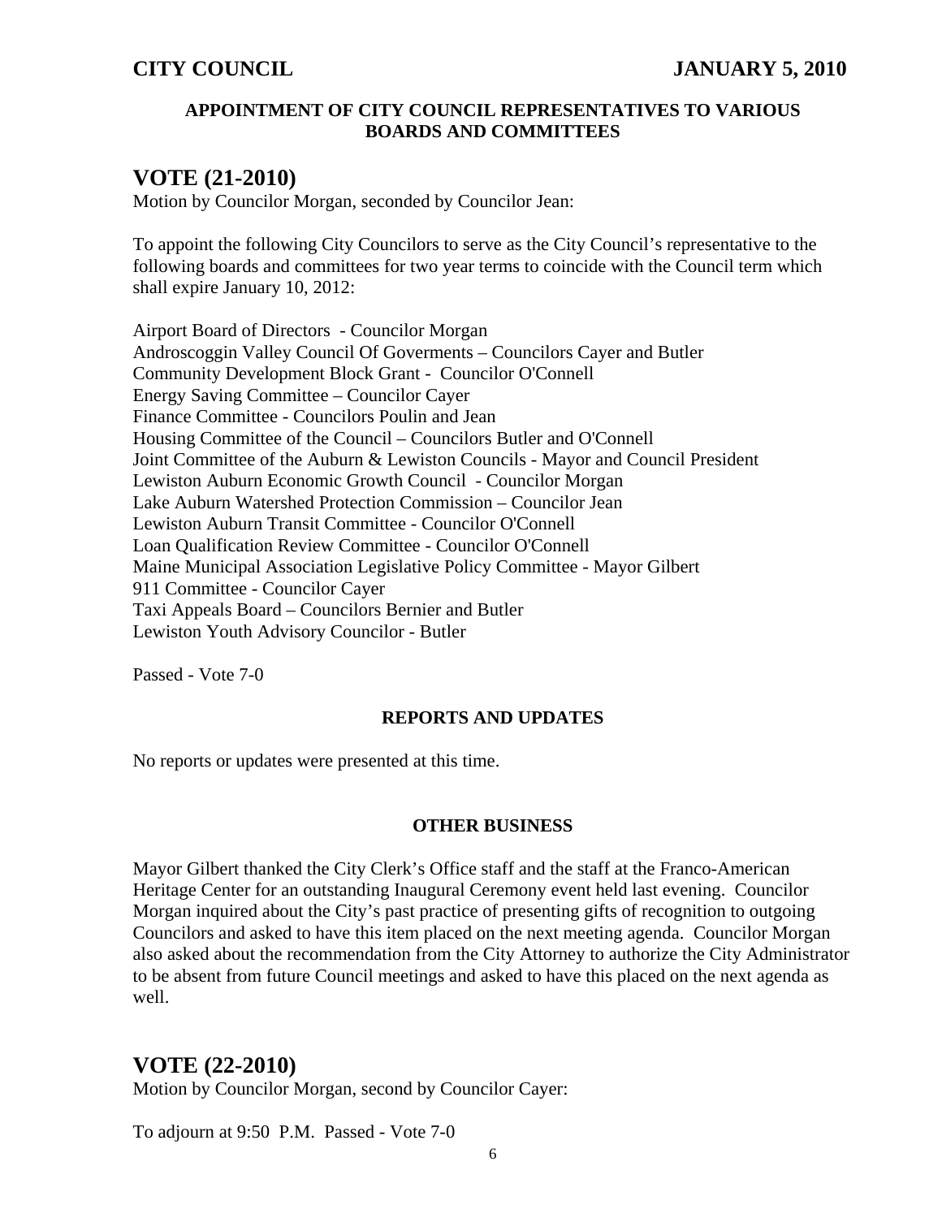## APPOINTMENT OF CITY COUNCIL REPRESENTATIVES TO VARIOUS BOARDS AND COMMITTEES

## VOTE (21-2010)

Motion by Councilor Morgan, seconded by Councilor Jean:

To appoint the following City Councilors to serve as the City Council's representative to the following boards and committees for two year terms to coincide with the Council term which shall expire January 10, 2012:

Airport Board of Directors - Councilor Morgan
Androscoggin Valley Council Of Goverments – Councilors Cayer and Butler
Community Development Block Grant - Councilor O'Connell
Energy Saving Committee – Councilor Cayer
Finance Committee - Councilors Poulin and Jean
Housing Committee of the Council – Councilors Butler and O'Connell
Joint Committee of the Auburn & Lewiston Councils - Mayor and Council President
Lewiston Auburn Economic Growth Council - Councilor Morgan
Lake Auburn Watershed Protection Commission – Councilor Jean
Lewiston Auburn Transit Committee - Councilor O'Connell
Loan Qualification Review Committee - Councilor O'Connell
Maine Municipal Association Legislative Policy Committee - Mayor Gilbert
911 Committee - Councilor Cayer
Taxi Appeals Board – Councilors Bernier and Butler
Lewiston Youth Advisory Councilor - Butler

Passed - Vote 7-0

### REPORTS AND UPDATES

No reports or updates were presented at this time.

### OTHER BUSINESS

Mayor Gilbert thanked the City Clerk's Office staff and the staff at the Franco-American Heritage Center for an outstanding Inaugural Ceremony event held last evening. Councilor Morgan inquired about the City's past practice of presenting gifts of recognition to outgoing Councilors and asked to have this item placed on the next meeting agenda. Councilor Morgan also asked about the recommendation from the City Attorney to authorize the City Administrator to be absent from future Council meetings and asked to have this placed on the next agenda as well.

## VOTE (22-2010)

Motion by Councilor Morgan, second by Councilor Cayer:

To adjourn at 9:50 P.M. Passed - Vote 7-0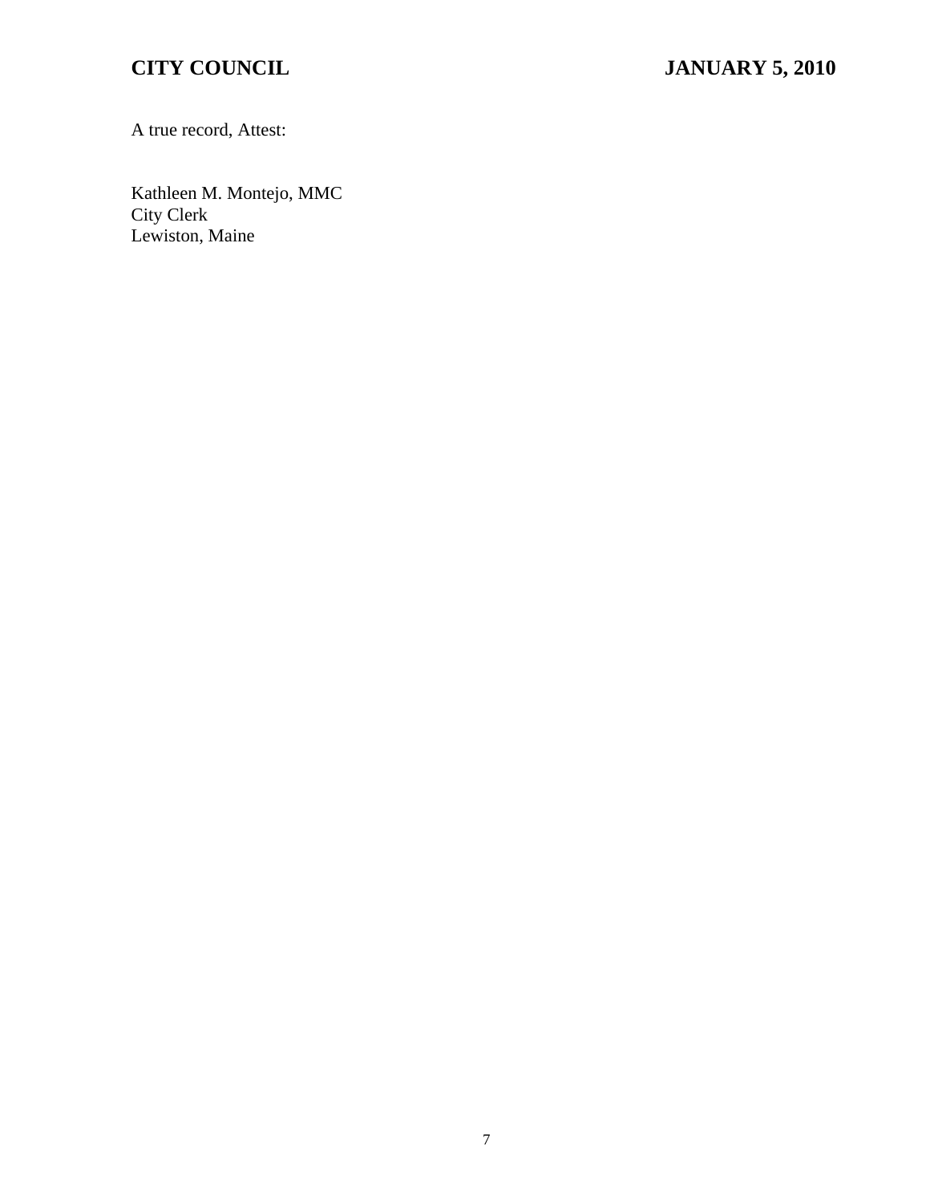A true record, Attest:

Kathleen M. Montejo, MMC
City Clerk
Lewiston, Maine